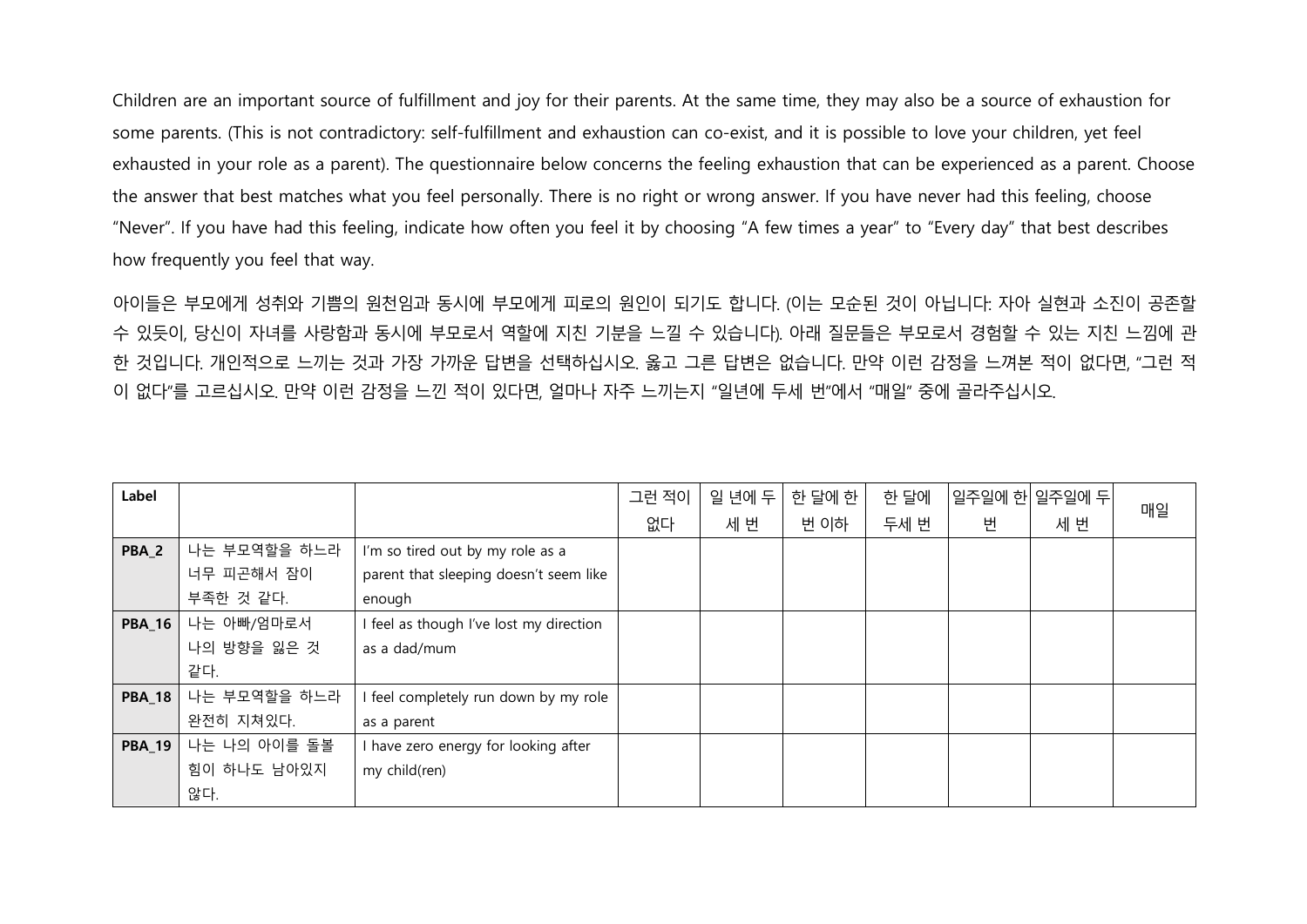Children are an important source of fulfillment and joy for their parents. At the same time, they may also be a source of exhaustion for some parents. (This is not contradictory: self-fulfillment and exhaustion can co-exist, and it is possible to love your children, yet feel exhausted in your role as a parent). The questionnaire below concerns the feeling exhaustion that can be experienced as a parent. Choose the answer that best matches what you feel personally. There is no right or wrong answer. If you have never had this feeling, choose "Never". If you have had this feeling, indicate how often you feel it by choosing "A few times a year" to "Every day" that best describes how frequently you feel that way.

아이들은 부모에게 성취와 기쁨의 원천임과 동시에 부모에게 피로의 원인이 되기도 합니다. (이는 모순된 것이 아닙니다: 자아 실현과 소진이 공존할 수 있듯이, 당신이 자녀를 사랑함과 동시에 부모로서 역할에 지친 기분을 느낄 수 있습니다). 아래 질문들은 부모로서 경험할 수 있는 지친 느낌에 관한 것입니다. 개인적으로 느끼는 것과 가장 가까운 답변을 선택하십시오. 옳고 그른 답변은 없습니다. 만약 이런 감정을 느껴본 적이 없다면, "그런 적이 없다"를 고르십시오. 만약 이런 감정을 느낀 적이 있다면, 얼마나 자주 느끼는지 "일년에 두세 번"에서 "매일" 중에 골라주십시오.

| Label | | | 그런 적이 없다 | 일 년에 두세 번 | 한 달에 한 번 이하 | 한 달에 두세 번 | 일주일에 한 번 | 일주일에 두세 번 | 매일 |
|---|---|---|---|---|---|---|---|---|---|
| PBA_2 | 나는 부모역할을 하느라 너무 피곤해서 잠이 부족한 것 같다. | I'm so tired out by my role as a parent that sleeping doesn't seem like enough | | | | | | | |
| PBA_16 | 나는 아빠/엄마로서 나의 방향을 잃은 것 같다. | I feel as though I've lost my direction as a dad/mum | | | | | | | |
| PBA_18 | 나는 부모역할을 하느라 완전히 지쳐있다. | I feel completely run down by my role as a parent | | | | | | | |
| PBA_19 | 나는 나의 아이를 돌볼 힘이 하나도 남아있지 않다. | I have zero energy for looking after my child(ren) | | | | | | | |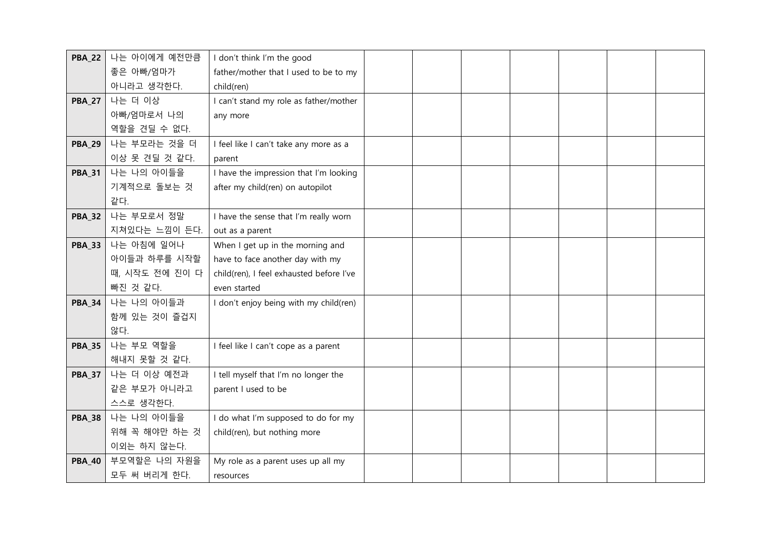| | | | | | | | | | |
|---|---|---|---|---|---|---|---|---|---|
| **PBA_22** | 나는 아이에게 예전만큼 좋은 아빠/엄마가 아니라고 생각한다. | I don't think I'm the good father/mother that I used to be to my child(ren) | | | | | | | |
| **PBA_27** | 나는 더 이상 아빠/엄마로서 나의 역할을 견딜 수 없다. | I can't stand my role as father/mother any more | | | | | | | |
| **PBA_29** | 나는 부모라는 것을 더 이상 못 견딜 것 같다. | I feel like I can't take any more as a parent | | | | | | | |
| **PBA_31** | 나는 나의 아이들을 기계적으로 돌보는 것 같다. | I have the impression that I'm looking after my child(ren) on autopilot | | | | | | | |
| **PBA_32** | 나는 부모로서 정말 지쳐있다는 느낌이 든다. | I have the sense that I'm really worn out as a parent | | | | | | | |
| **PBA_33** | 나는 아침에 일어나 아이들과 하루를 시작할 때, 시작도 전에 진이 다 빠진 것 같다. | When I get up in the morning and have to face another day with my child(ren), I feel exhausted before I've even started | | | | | | | |
| **PBA_34** | 나는 나의 아이들과 함께 있는 것이 즐겁지 않다. | I don't enjoy being with my child(ren) | | | | | | | |
| **PBA_35** | 나는 부모 역할을 해내지 못할 것 같다. | I feel like I can't cope as a parent | | | | | | | |
| **PBA_37** | 나는 더 이상 예전과 같은 부모가 아니라고 스스로 생각한다. | I tell myself that I'm no longer the parent I used to be | | | | | | | |
| **PBA_38** | 나는 나의 아이들을 위해 꼭 해야만 하는 것 이외는 하지 않는다. | I do what I'm supposed to do for my child(ren), but nothing more | | | | | | | |
| **PBA_40** | 부모역할은 나의 자원을 모두 써 버리게 한다. | My role as a parent uses up all my resources | | | | | | | |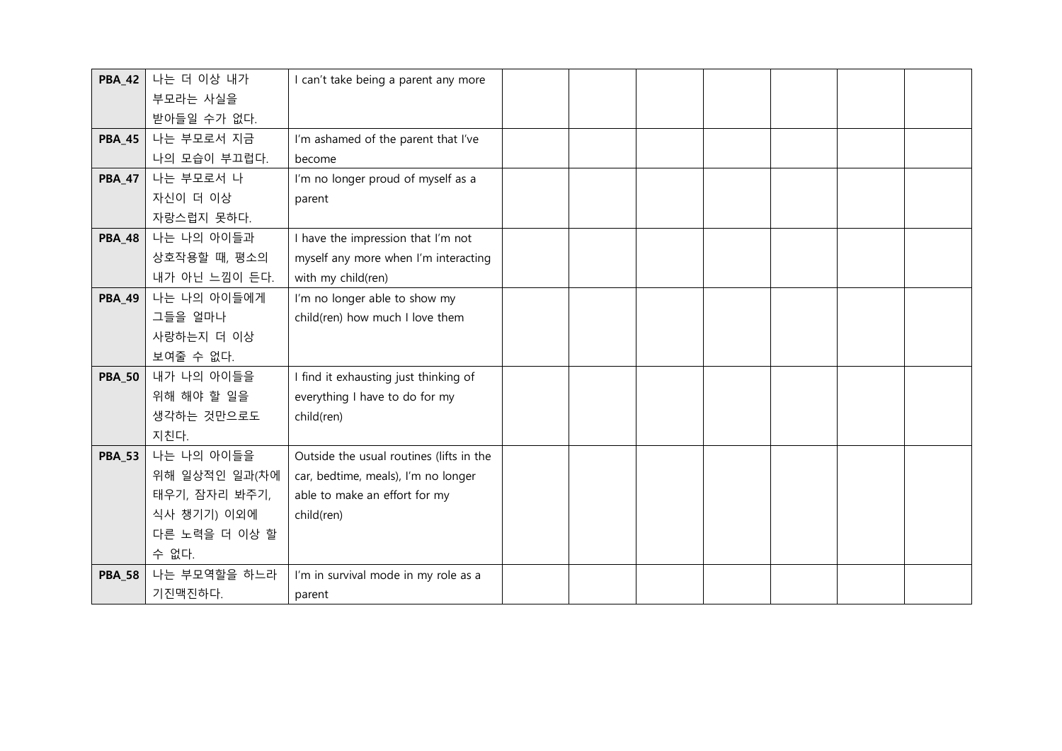| | | | | | | | | | |
|---|---|---|---|---|---|---|---|---|---|
| **PBA_42** | 나는 더 이상 내가 부모라는 사실을 받아들일 수가 없다. | I can't take being a parent any more | | | | | | | |
| **PBA_45** | 나는 부모로서 지금 나의 모습이 부끄럽다. | I'm ashamed of the parent that I've become | | | | | | | |
| **PBA_47** | 나는 부모로서 나 자신이 더 이상 자랑스럽지 못하다. | I'm no longer proud of myself as a parent | | | | | | | |
| **PBA_48** | 나는 나의 아이들과 상호작용할 때, 평소의 내가 아닌 느낌이 든다. | I have the impression that I'm not myself any more when I'm interacting with my child(ren) | | | | | | | |
| **PBA_49** | 나는 나의 아이들에게 그들을 얼마나 사랑하는지 더 이상 보여줄 수 없다. | I'm no longer able to show my child(ren) how much I love them | | | | | | | |
| **PBA_50** | 내가 나의 아이들을 위해 해야 할 일을 생각하는 것만으로도 지친다. | I find it exhausting just thinking of everything I have to do for my child(ren) | | | | | | | |
| **PBA_53** | 나는 나의 아이들을 위해 일상적인 일과(차에 태우기, 잠자리 봐주기, 식사 챙기기) 이외에 다른 노력을 더 이상 할 수 없다. | Outside the usual routines (lifts in the car, bedtime, meals), I'm no longer able to make an effort for my child(ren) | | | | | | | |
| **PBA_58** | 나는 부모역할을 하느라 기진맥진하다. | I'm in survival mode in my role as a parent | | | | | | | |